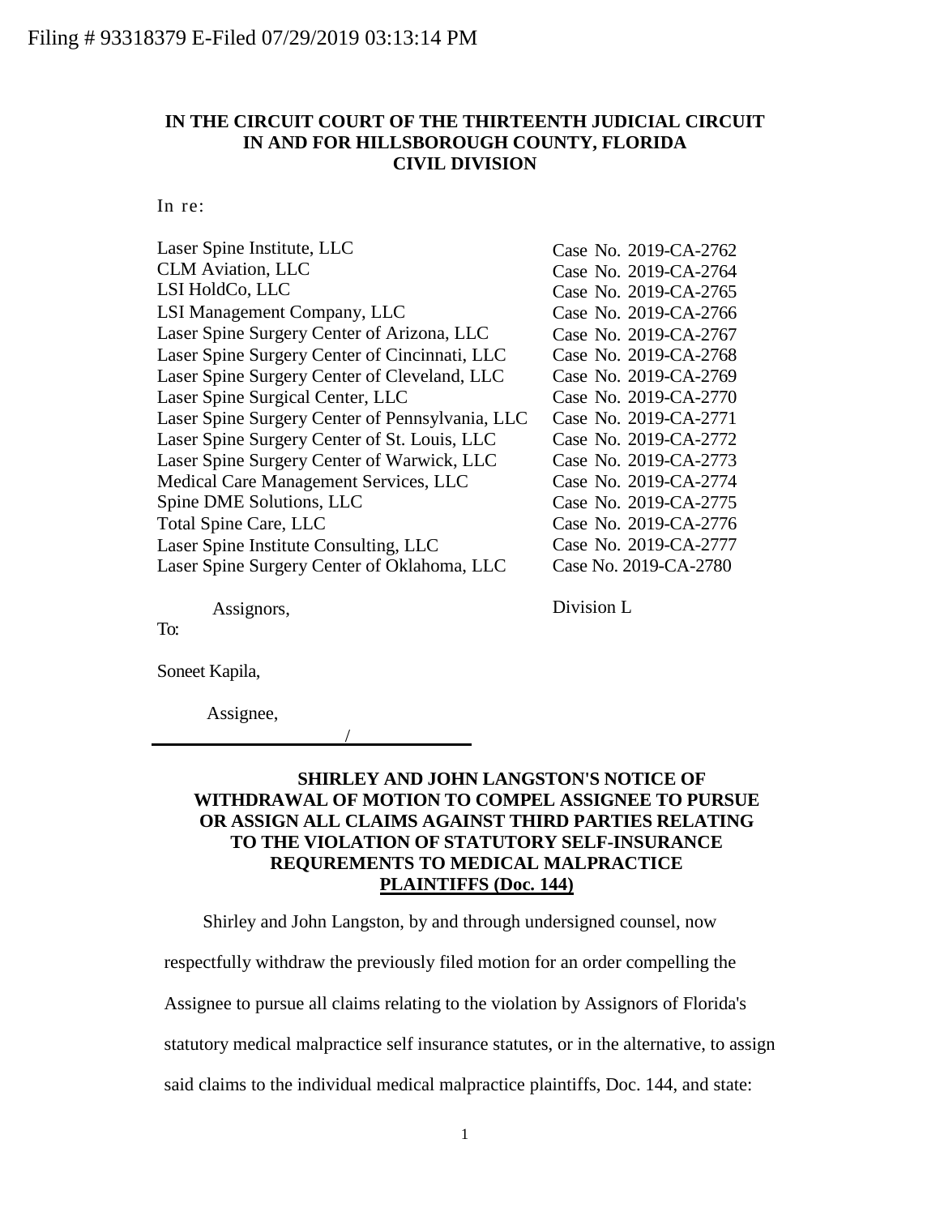Filing # 93318379 E-Filed 07/29/2019 03:13:14 PM

**IN THE CIRCUIT COURT OF THE THIRTEENTH JUDICIAL CIRCUIT IN AND FOR HILLSBOROUGH COUNTY, FLORIDA CIVIL DIVISION**

In re:

| | |
|---|---|
| Laser Spine Institute, LLC | Case No. 2019-CA-2762 |
| CLM Aviation, LLC | Case No. 2019-CA-2764 |
| LSI HoldCo, LLC | Case No. 2019-CA-2765 |
| LSI Management Company, LLC | Case No. 2019-CA-2766 |
| Laser Spine Surgery Center of Arizona, LLC | Case No. 2019-CA-2767 |
| Laser Spine Surgery Center of Cincinnati, LLC | Case No. 2019-CA-2768 |
| Laser Spine Surgery Center of Cleveland, LLC | Case No. 2019-CA-2769 |
| Laser Spine Surgical Center, LLC | Case No. 2019-CA-2770 |
| Laser Spine Surgery Center of Pennsylvania, LLC | Case No. 2019-CA-2771 |
| Laser Spine Surgery Center of St. Louis, LLC | Case No. 2019-CA-2772 |
| Laser Spine Surgery Center of Warwick, LLC | Case No. 2019-CA-2773 |
| Medical Care Management Services, LLC | Case No. 2019-CA-2774 |
| Spine DME Solutions, LLC | Case No. 2019-CA-2775 |
| Total Spine Care, LLC | Case No. 2019-CA-2776 |
| Laser Spine Institute Consulting, LLC | Case No. 2019-CA-2777 |
| Laser Spine Surgery Center of Oklahoma, LLC | Case No. 2019-CA-2780 |

Assignors,

Division L

To:

Soneet Kapila,

Assignee,

_______________________/

**SHIRLEY AND JOHN LANGSTON'S NOTICE OF WITHDRAWAL OF MOTION TO COMPEL ASSIGNEE TO PURSUE OR ASSIGN ALL CLAIMS AGAINST THIRD PARTIES RELATING TO THE VIOLATION OF STATUTORY SELF-INSURANCE REQUREMENTS TO MEDICAL MALPRACTICE PLAINTIFFS (Doc. 144)**

Shirley and John Langston, by and through undersigned counsel, now respectfully withdraw the previously filed motion for an order compelling the Assignee to pursue all claims relating to the violation by Assignors of Florida's statutory medical malpractice self insurance statutes, or in the alternative, to assign said claims to the individual medical malpractice plaintiffs, Doc. 144, and state: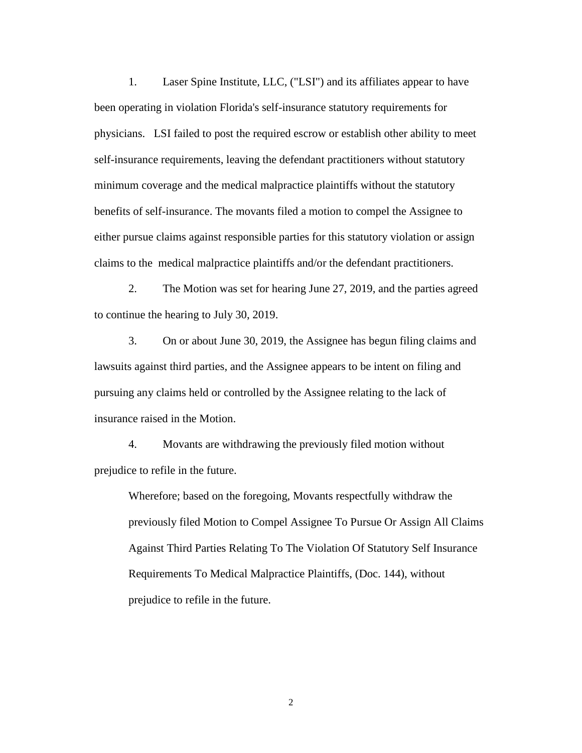1. Laser Spine Institute, LLC, ("LSI") and its affiliates appear to have been operating in violation Florida's self-insurance statutory requirements for physicians. LSI failed to post the required escrow or establish other ability to meet self-insurance requirements, leaving the defendant practitioners without statutory minimum coverage and the medical malpractice plaintiffs without the statutory benefits of self-insurance. The movants filed a motion to compel the Assignee to either pursue claims against responsible parties for this statutory violation or assign claims to the medical malpractice plaintiffs and/or the defendant practitioners.

2. The Motion was set for hearing June 27, 2019, and the parties agreed to continue the hearing to July 30, 2019.

3. On or about June 30, 2019, the Assignee has begun filing claims and lawsuits against third parties, and the Assignee appears to be intent on filing and pursuing any claims held or controlled by the Assignee relating to the lack of insurance raised in the Motion.

4. Movants are withdrawing the previously filed motion without prejudice to refile in the future.

Wherefore; based on the foregoing, Movants respectfully withdraw the previously filed Motion to Compel Assignee To Pursue Or Assign All Claims Against Third Parties Relating To The Violation Of Statutory Self Insurance Requirements To Medical Malpractice Plaintiffs, (Doc. 144), without prejudice to refile in the future.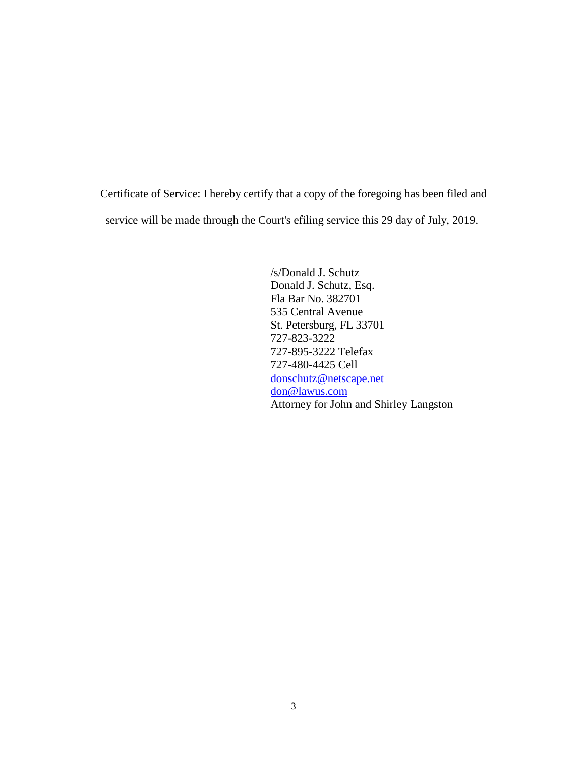Certificate of Service: I hereby certify that a copy of the foregoing has been filed and service will be made through the Court's efiling service this 29 day of July, 2019.

/s/Donald J. Schutz
Donald J. Schutz, Esq.
Fla Bar No. 382701
535 Central Avenue
St. Petersburg, FL 33701
727-823-3222
727-895-3222 Telefax
727-480-4425 Cell
donschutz@netscape.net
don@lawus.com
Attorney for John and Shirley Langston